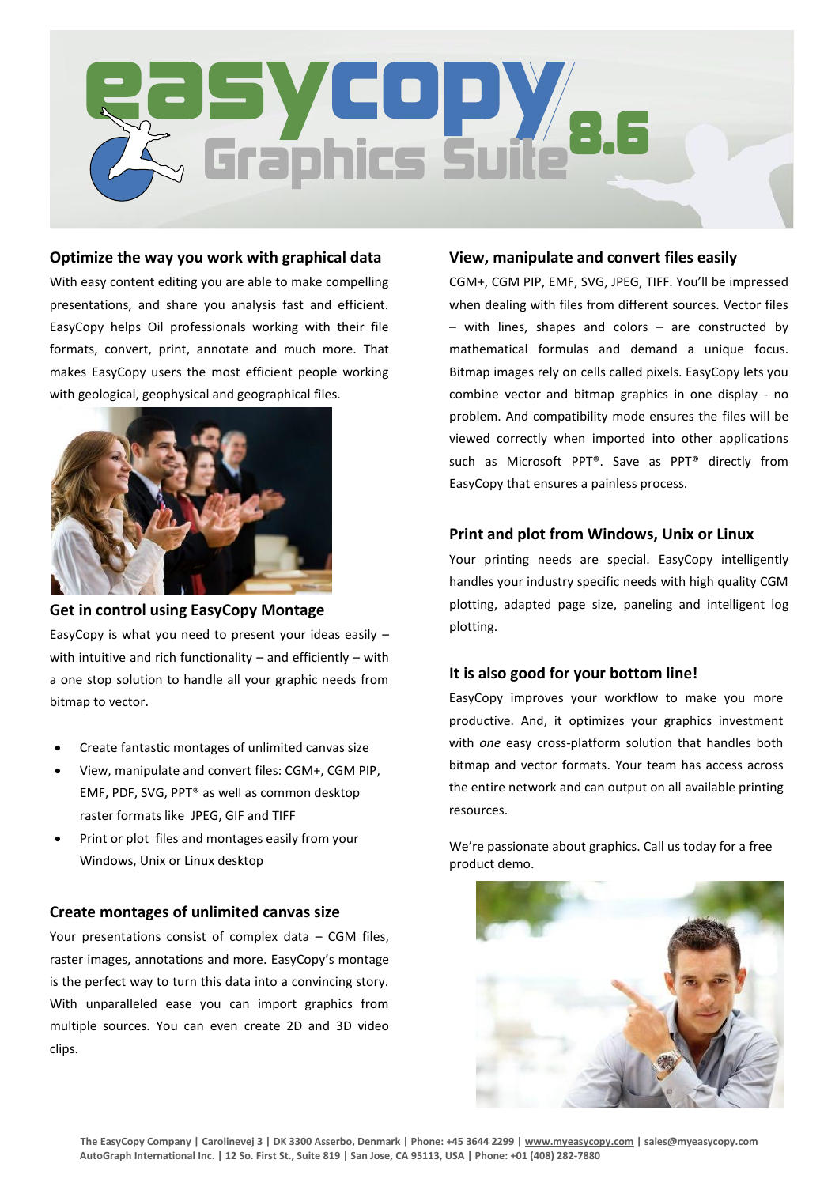# easycopy Graphics Suite 8.6

## Optimize the way you work with graphical data

With easy content editing you are able to make compelling presentations, and share you analysis fast and efficient. EasyCopy helps Oil professionals working with their file formats, convert, print, annotate and much more. That makes EasyCopy users the most efficient people working with geological, geophysical and geographical files.

## Get in control using EasyCopy Montage

EasyCopy is what you need to present your ideas easily – with intuitive and rich functionality – and efficiently – with a one stop solution to handle all your graphic needs from bitmap to vector.

- Create fantastic montages of unlimited canvas size
- View, manipulate and convert files: CGM+, CGM PIP, EMF, PDF, SVG, PPT® as well as common desktop raster formats like JPEG, GIF and TIFF
- Print or plot files and montages easily from your Windows, Unix or Linux desktop

## Create montages of unlimited canvas size

Your presentations consist of complex data – CGM files, raster images, annotations and more. EasyCopy's montage is the perfect way to turn this data into a convincing story. With unparalleled ease you can import graphics from multiple sources. You can even create 2D and 3D video clips.

## View, manipulate and convert files easily

CGM+, CGM PIP, EMF, SVG, JPEG, TIFF. You'll be impressed when dealing with files from different sources. Vector files – with lines, shapes and colors – are constructed by mathematical formulas and demand a unique focus. Bitmap images rely on cells called pixels. EasyCopy lets you combine vector and bitmap graphics in one display - no problem. And compatibility mode ensures the files will be viewed correctly when imported into other applications such as Microsoft PPT®. Save as PPT® directly from EasyCopy that ensures a painless process.

## Print and plot from Windows, Unix or Linux

Your printing needs are special. EasyCopy intelligently handles your industry specific needs with high quality CGM plotting, adapted page size, paneling and intelligent log plotting.

## It is also good for your bottom line!

EasyCopy improves your workflow to make you more productive. And, it optimizes your graphics investment with *one* easy cross-platform solution that handles both bitmap and vector formats. Your team has access across the entire network and can output on all available printing resources.

We're passionate about graphics. Call us today for a free product demo.

**The EasyCopy Company | Carolinevej 3 | DK 3300 Asserbo, Denmark | Phone: +45 3644 2299 | www.myeasycopy.com | sales@myeasycopy.com**
**AutoGraph International Inc. | 12 So. First St., Suite 819 | San Jose, CA 95113, USA | Phone: +01 (408) 282-7880**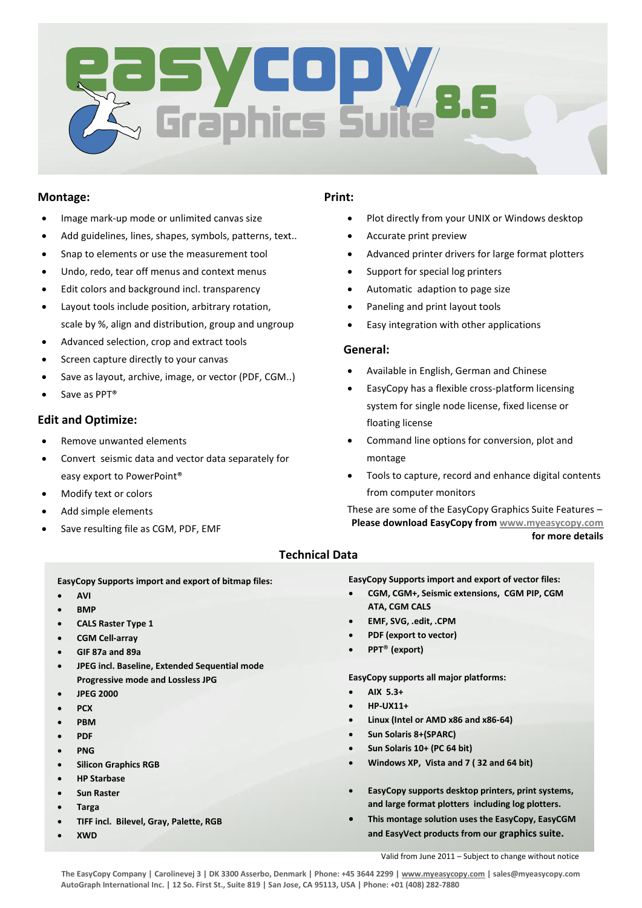# easycopy Graphics Suite 8.6

## Montage:

- Image mark-up mode or unlimited canvas size
- Add guidelines, lines, shapes, symbols, patterns, text..
- Snap to elements or use the measurement tool
- Undo, redo, tear off menus and context menus
- Edit colors and background incl. transparency
- Layout tools include position, arbitrary rotation, scale by %, align and distribution, group and ungroup
- Advanced selection, crop and extract tools
- Screen capture directly to your canvas
- Save as layout, archive, image, or vector (PDF, CGM..)
- Save as PPT®

## Edit and Optimize:

- Remove unwanted elements
- Convert seismic data and vector data separately for easy export to PowerPoint®
- Modify text or colors
- Add simple elements
- Save resulting file as CGM, PDF, EMF

## Print:

- Plot directly from your UNIX or Windows desktop
- Accurate print preview
- Advanced printer drivers for large format plotters
- Support for special log printers
- Automatic adaption to page size
- Paneling and print layout tools
- Easy integration with other applications

## General:

- Available in English, German and Chinese
- EasyCopy has a flexible cross-platform licensing system for single node license, fixed license or floating license
- Command line options for conversion, plot and montage
- Tools to capture, record and enhance digital contents from computer monitors

These are some of the EasyCopy Graphics Suite Features – **Please download EasyCopy from www.myeasycopy.com for more details**

## Technical Data

**EasyCopy Supports import and export of bitmap files:**

- **AVI**
- **BMP**
- **CALS Raster Type 1**
- **CGM Cell-array**
- **GIF 87a and 89a**
- **JPEG incl. Baseline, Extended Sequential mode Progressive mode and Lossless JPG**
- **JPEG 2000**
- **PCX**
- **PBM**
- **PDF**
- **PNG**
- **Silicon Graphics RGB**
- **HP Starbase**
- **Sun Raster**
- **Targa**
- **TIFF incl. Bilevel, Gray, Palette, RGB**
- **XWD**

**EasyCopy Supports import and export of vector files:**

- **CGM, CGM+, Seismic extensions, CGM PIP, CGM ATA, CGM CALS**
- **EMF, SVG, .edit, .CPM**
- **PDF (export to vector)**
- **PPT® (export)**

**EasyCopy supports all major platforms:**

- **AIX 5.3+**
- **HP-UX11+**
- **Linux (Intel or AMD x86 and x86-64)**
- **Sun Solaris 8+(SPARC)**
- **Sun Solaris 10+ (PC 64 bit)**
- **Windows XP, Vista and 7 ( 32 and 64 bit)**

- **EasyCopy supports desktop printers, print systems, and large format plotters including log plotters.**
- **This montage solution uses the EasyCopy, EasyCGM and EasyVect products from our graphics suite.**

Valid from June 2011 – Subject to change without notice

The EasyCopy Company | Carolinevej 3 | DK 3300 Asserbo, Denmark | Phone: +45 3644 2299 | www.myeasycopy.com | sales@myeasycopy.com
AutoGraph International Inc. | 12 So. First St., Suite 819 | San Jose, CA 95113, USA | Phone: +01 (408) 282-7880